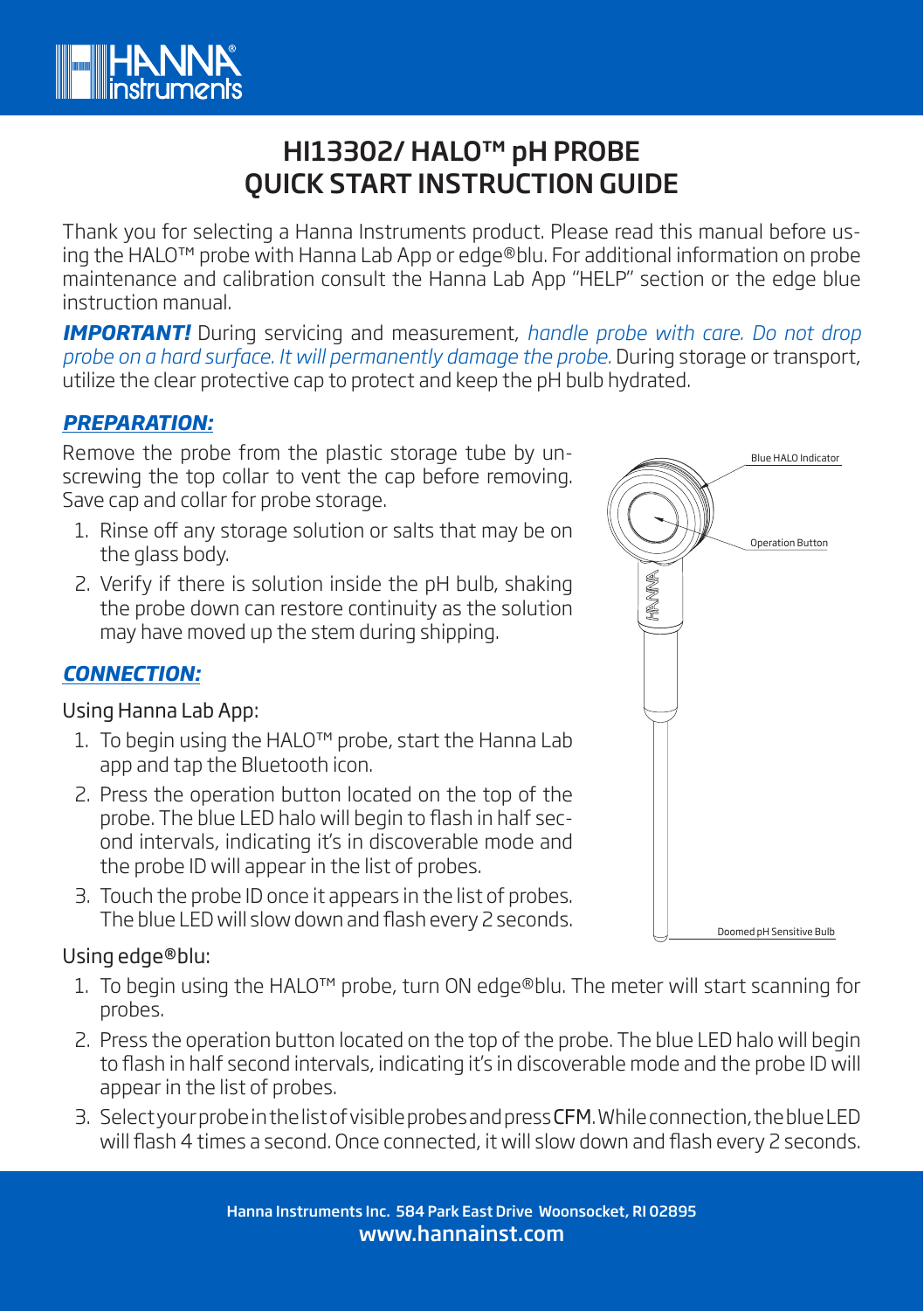# HI13302/ HALO™ pH PROBE QUICK START INSTRUCTION GUIDE

Thank you for selecting a Hanna Instruments product. Please read this manual before using the HALO™ probe with Hanna Lab App or edge®blu. For additional information on probe maintenance and calibration consult the Hanna Lab App "HELP" section or the edge blue instruction manual.

***IMPORTANT!*** During servicing and measurement, *handle probe with care. Do not drop probe on a hard surface. It will permanently damage the probe.* During storage or transport, utilize the clear protective cap to protect and keep the pH bulb hydrated.

## ***PREPARATION:***

Remove the probe from the plastic storage tube by unscrewing the top collar to vent the cap before removing. Save cap and collar for probe storage.

1. Rinse off any storage solution or salts that may be on the glass body.
2. Verify if there is solution inside the pH bulb, shaking the probe down can restore continuity as the solution may have moved up the stem during shipping.

Blue HALO Indicator

Operation Button

Doomed pH Sensitive Bulb

## ***CONNECTION:***

Using Hanna Lab App:

1. To begin using the HALO™ probe, start the Hanna Lab app and tap the Bluetooth icon.
2. Press the operation button located on the top of the probe. The blue LED halo will begin to flash in half second intervals, indicating it's in discoverable mode and the probe ID will appear in the list of probes.
3. Touch the probe ID once it appears in the list of probes. The blue LED will slow down and flash every 2 seconds.

Using edge®blu:

1. To begin using the HALO™ probe, turn ON edge®blu. The meter will start scanning for probes.
2. Press the operation button located on the top of the probe. The blue LED halo will begin to flash in half second intervals, indicating it's in discoverable mode and the probe ID will appear in the list of probes.
3. Select your probe in the list of visible probes and press **CFM**. While connection, the blue LED will flash 4 times a second. Once connected, it will slow down and flash every 2 seconds.

Hanna Instruments Inc. 584 Park East Drive Woonsocket, RI 02895
www.hannainst.com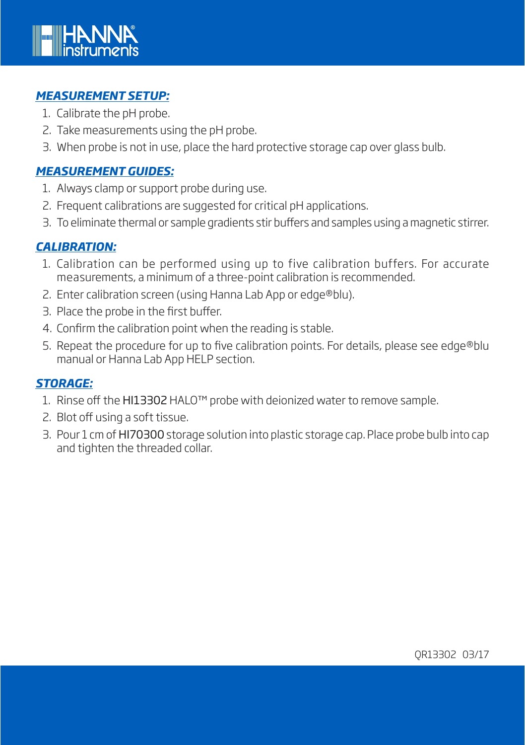## ***MEASUREMENT SETUP:***

1. Calibrate the pH probe.
2. Take measurements using the pH probe.
3. When probe is not in use, place the hard protective storage cap over glass bulb.

## ***MEASUREMENT GUIDES:***

1. Always clamp or support probe during use.
2. Frequent calibrations are suggested for critical pH applications.
3. To eliminate thermal or sample gradients stir buffers and samples using a magnetic stirrer.

## ***CALIBRATION:***

1. Calibration can be performed using up to five calibration buffers. For accurate measurements, a minimum of a three-point calibration is recommended.
2. Enter calibration screen (using Hanna Lab App or edge®blu).
3. Place the probe in the first buffer.
4. Confirm the calibration point when the reading is stable.
5. Repeat the procedure for up to five calibration points. For details, please see edge®blu manual or Hanna Lab App HELP section.

## ***STORAGE:***

1. Rinse off the HI13302 HALO™ probe with deionized water to remove sample.
2. Blot off using a soft tissue.
3. Pour 1 cm of HI70300 storage solution into plastic storage cap. Place probe bulb into cap and tighten the threaded collar.

QR13302 03/17